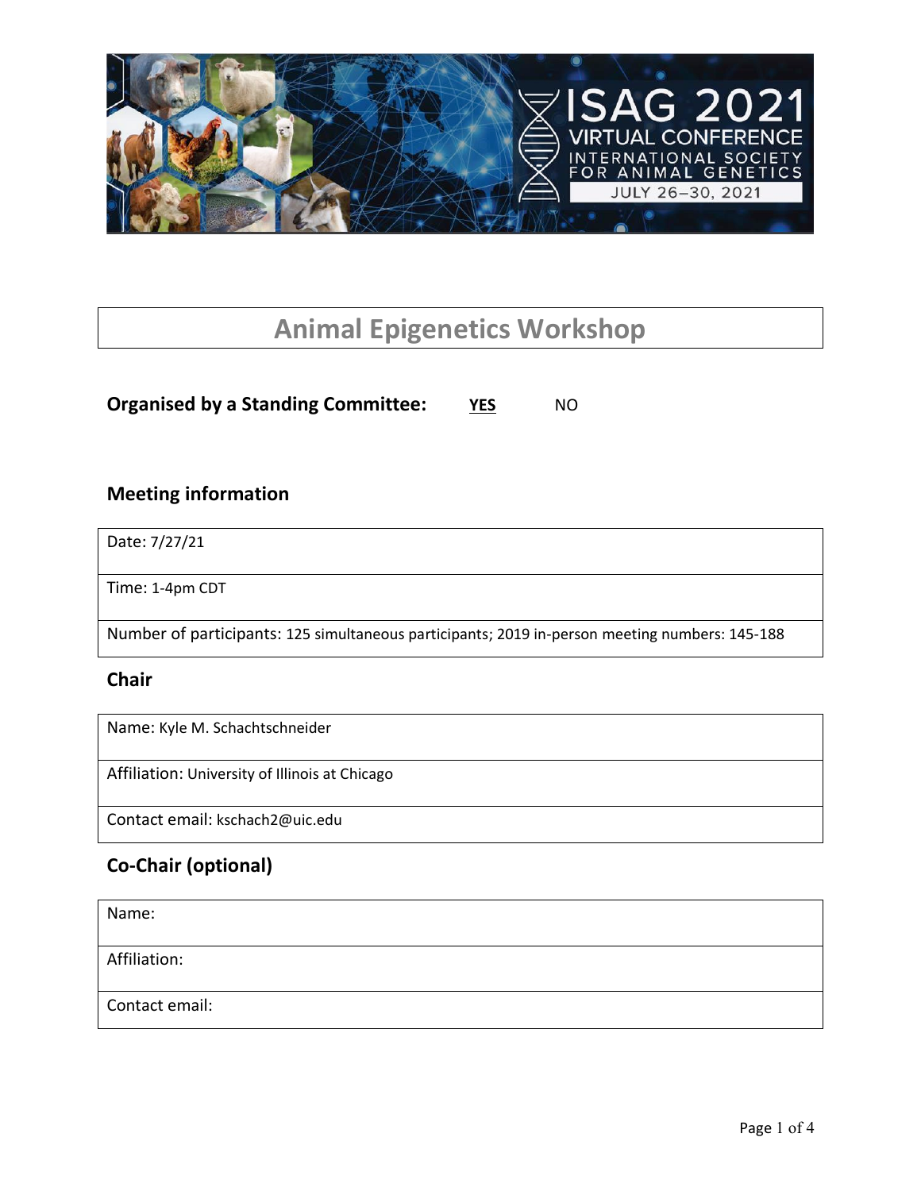# Animal Epigenetics Workshop

**Organised by a Standing Committee:** **YES** NO

## Meeting information

| |
|---|
| Date: 7/27/21 |
| Time: 1-4pm CDT |
| Number of participants: 125 simultaneous participants; 2019 in-person meeting numbers: 145-188 |

## Chair

| |
|---|
| Name: Kyle M. Schachtschneider |
| Affiliation: University of Illinois at Chicago |
| Contact email: kschach2@uic.edu |

## Co-Chair (optional)

| |
|---|
| Name: |
| Affiliation: |
| Contact email: |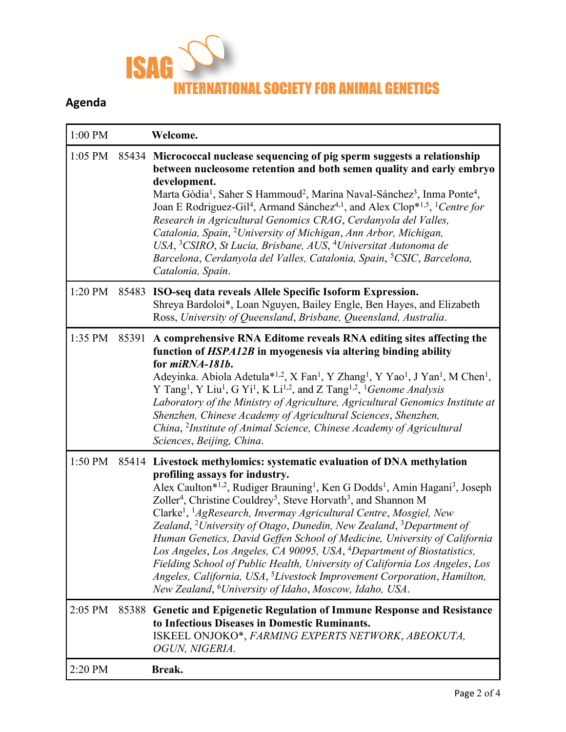INTERNATIONAL SOCIETY FOR ANIMAL GENETICS

## Agenda

| Time | ID | Session |
|---|---|---|
| 1:00 PM | | **Welcome.** |
| 1:05 PM | 85434 | **Micrococcal nuclease sequencing of pig sperm suggests a relationship between nucleosome retention and both semen quality and early embryo development.** Marta Gòdia[1], Saher S Hammoud[2], Marina Naval-Sánchez[3], Inma Ponte[4], Joan E Rodriguez-Gil[4], Armand Sánchez[4,1], and Alex Clop*[1,5], [1]*Centre for Research in Agricultural Genomics CRAG*, *Cerdanyola del Valles, Catalonia, Spain*, [2]*University of Michigan*, *Ann Arbor, Michigan, USA*, [3]*CSIRO*, *St Lucia, Brisbane, AUS*, [4]*Universitat Autonoma de Barcelona*, *Cerdanyola del Valles, Catalonia, Spain*, [5]*CSIC*, *Barcelona, Catalonia, Spain*. |
| 1:20 PM | 85483 | **ISO-seq data reveals Allele Specific Isoform Expression.** Shreya Bardoloi*, Loan Nguyen, Bailey Engle, Ben Hayes, and Elizabeth Ross, *University of Queensland*, *Brisbane, Queensland, Australia*. |
| 1:35 PM | 85391 | **A comprehensive RNA Editome reveals RNA editing sites affecting the function of *HSPA12B* in myogenesis via altering binding ability for *miRNA-181b*.** Adeyinka. Abiola Adetula*[1,2], X Fan[1], Y Zhang[1], Y Yao[1], J Yan[1], M Chen[1], Y Tang[1], Y Liu[1], G Yi[1], K Li[1,2], and Z Tang[1,2], [1]*Genome Analysis Laboratory of the Ministry of Agriculture, Agricultural Genomics Institute at Shenzhen, Chinese Academy of Agricultural Sciences*, *Shenzhen, China*, [2]*Institute of Animal Science, Chinese Academy of Agricultural Sciences*, *Beijing, China*. |
| 1:50 PM | 85414 | **Livestock methylomics: systematic evaluation of DNA methylation profiling assays for industry.** Alex Caulton*[1,2], Rudiger Brauning[1], Ken G Dodds[1], Amin Hagani[3], Joseph Zoller[4], Christine Couldrey[5], Steve Horvath[3], and Shannon M Clarke[1], [1]*AgResearch, Invermay Agricultural Centre*, *Mosgiel, New Zealand*, [2]*University of Otago*, *Dunedin, New Zealand*, [3]*Department of Human Genetics, David Geffen School of Medicine, University of California Los Angeles*, *Los Angeles, CA 90095, USA*, [4]*Department of Biostatistics, Fielding School of Public Health, University of California Los Angeles*, *Los Angeles, California, USA*, [5]*Livestock Improvement Corporation*, *Hamilton, New Zealand*, [6]*University of Idaho*, *Moscow, Idaho, USA*. |
| 2:05 PM | 85388 | **Genetic and Epigenetic Regulation of Immune Response and Resistance to Infectious Diseases in Domestic Ruminants.** ISKEEL ONJOKO*, *FARMING EXPERTS NETWORK*, *ABEOKUTA, OGUN, NIGERIA*. |
| 2:20 PM | | **Break.** |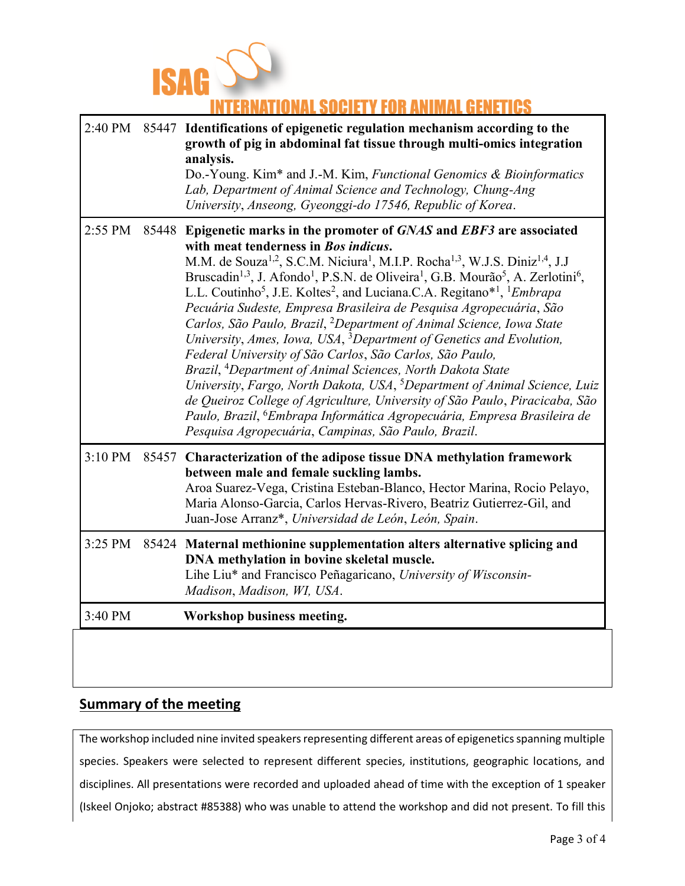| | | |
|---|---|---|
| 2:40 PM | 85447 | **Identifications of epigenetic regulation mechanism according to the growth of pig in abdominal fat tissue through multi-omics integration analysis.** Do.-Young. Kim* and J.-M. Kim, *Functional Genomics & Bioinformatics Lab, Department of Animal Science and Technology, Chung-Ang University*, *Anseong, Gyeonggi-do 17546, Republic of Korea*. |
| 2:55 PM | 85448 | **Epigenetic marks in the promoter of *GNAS* and *EBF3* are associated with meat tenderness in *Bos indicus*.** M.M. de Souza[1,2], S.C.M. Niciura[1], M.I.P. Rocha[1,3], W.J.S. Diniz[1,4], J.J Bruscadin[1,3], J. Afondo[1], P.S.N. de Oliveira[1], G.B. Mourão[5], A. Zerlotini[6], L.L. Coutinho[5], J.E. Koltes[2], and Luciana.C.A. Regitano*[1], [1]*Embrapa Pecuária Sudeste, Empresa Brasileira de Pesquisa Agropecuária*, *São Carlos, São Paulo, Brazil*, [2]*Department of Animal Science, Iowa State University*, *Ames, Iowa, USA*, [3]*Department of Genetics and Evolution, Federal University of São Carlos*, *São Carlos, São Paulo, Brazil*, [4]*Department of Animal Sciences, North Dakota State University*, *Fargo, North Dakota, USA*, [5]*Department of Animal Science, Luiz de Queiroz College of Agriculture, University of São Paulo*, *Piracicaba, São Paulo, Brazil*, [6]*Embrapa Informática Agropecuária, Empresa Brasileira de Pesquisa Agropecuária*, *Campinas, São Paulo, Brazil*. |
| 3:10 PM | 85457 | **Characterization of the adipose tissue DNA methylation framework between male and female suckling lambs.** Aroa Suarez-Vega, Cristina Esteban-Blanco, Hector Marina, Rocio Pelayo, Maria Alonso-Garcia, Carlos Hervas-Rivero, Beatriz Gutierrez-Gil, and Juan-Jose Arranz*, *Universidad de León*, *León, Spain*. |
| 3:25 PM | 85424 | **Maternal methionine supplementation alters alternative splicing and DNA methylation in bovine skeletal muscle.** Lihe Liu* and Francisco Peñagaricano, *University of Wisconsin-Madison*, *Madison, WI, USA*. |
| 3:40 PM | | **Workshop business meeting.** |

## Summary of the meeting

The workshop included nine invited speakers representing different areas of epigenetics spanning multiple species. Speakers were selected to represent different species, institutions, geographic locations, and disciplines. All presentations were recorded and uploaded ahead of time with the exception of 1 speaker (Iskeel Onjoko; abstract #85388) who was unable to attend the workshop and did not present. To fill this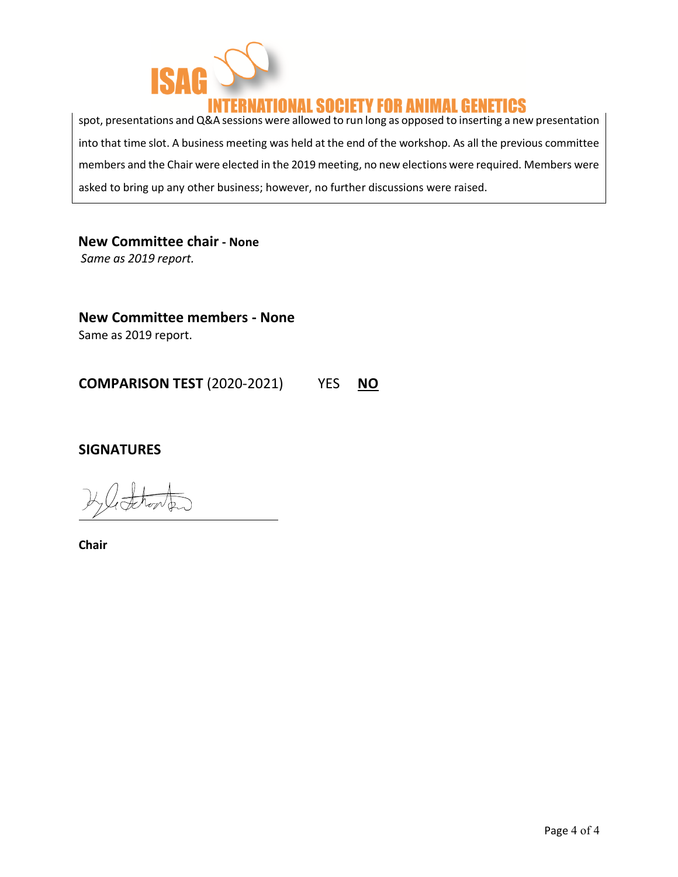spot, presentations and Q&A sessions were allowed to run long as opposed to inserting a new presentation into that time slot. A business meeting was held at the end of the workshop. As all the previous committee members and the Chair were elected in the 2019 meeting, no new elections were required. Members were asked to bring up any other business; however, no further discussions were raised.

## New Committee chair - None

*Same as 2019 report.*

## New Committee members - None

Same as 2019 report.

## COMPARISON TEST (2020-2021) YES **NO**

## SIGNATURES

**Chair**